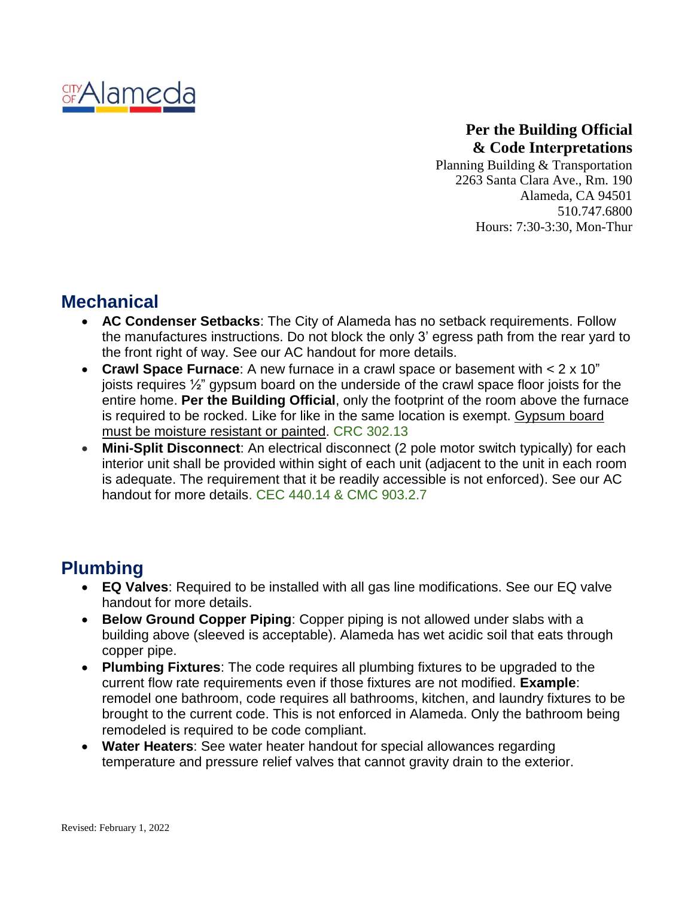CITY OF Alameda

**Per the Building Official**
**& Code Interpretations**

Planning Building & Transportation
2263 Santa Clara Ave., Rm. 190
Alameda, CA 94501
510.747.6800
Hours: 7:30-3:30, Mon-Thur

## Mechanical

- **AC Condenser Setbacks**: The City of Alameda has no setback requirements. Follow the manufactures instructions. Do not block the only 3' egress path from the rear yard to the front right of way. See our AC handout for more details.
- **Crawl Space Furnace**: A new furnace in a crawl space or basement with < 2 x 10" joists requires ½" gypsum board on the underside of the crawl space floor joists for the entire home. **Per the Building Official**, only the footprint of the room above the furnace is required to be rocked. Like for like in the same location is exempt. <u>Gypsum board must be moisture resistant or painted</u>. CRC 302.13
- **Mini-Split Disconnect**: An electrical disconnect (2 pole motor switch typically) for each interior unit shall be provided within sight of each unit (adjacent to the unit in each room is adequate. The requirement that it be readily accessible is not enforced). See our AC handout for more details. CEC 440.14 & CMC 903.2.7

## Plumbing

- **EQ Valves**: Required to be installed with all gas line modifications. See our EQ valve handout for more details.
- **Below Ground Copper Piping**: Copper piping is not allowed under slabs with a building above (sleeved is acceptable). Alameda has wet acidic soil that eats through copper pipe.
- **Plumbing Fixtures**: The code requires all plumbing fixtures to be upgraded to the current flow rate requirements even if those fixtures are not modified. **Example**: remodel one bathroom, code requires all bathrooms, kitchen, and laundry fixtures to be brought to the current code. This is not enforced in Alameda. Only the bathroom being remodeled is required to be code compliant.
- **Water Heaters**: See water heater handout for special allowances regarding temperature and pressure relief valves that cannot gravity drain to the exterior.

Revised: February 1, 2022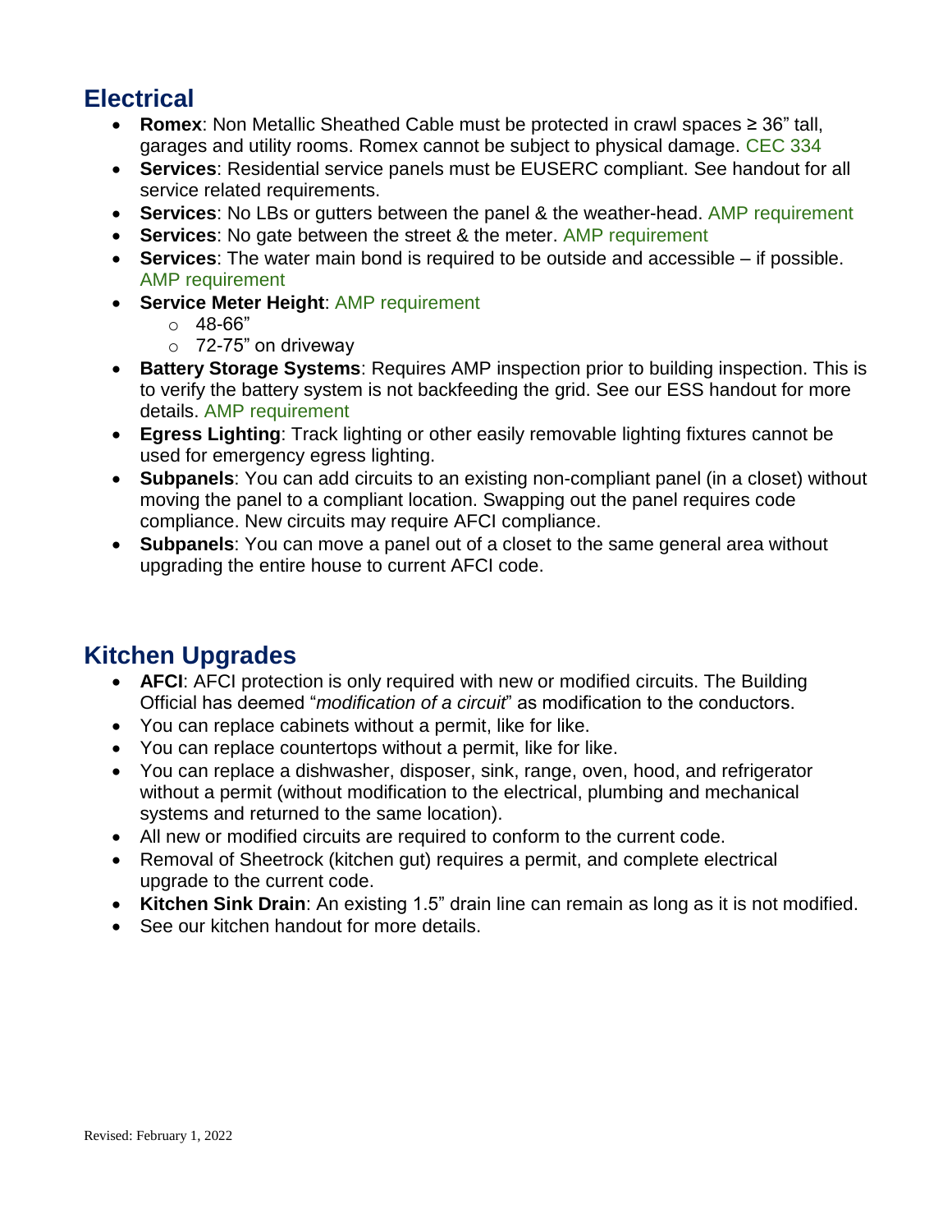## Electrical

- **Romex**: Non Metallic Sheathed Cable must be protected in crawl spaces ≥ 36" tall, garages and utility rooms. Romex cannot be subject to physical damage. CEC 334
- **Services**: Residential service panels must be EUSERC compliant. See handout for all service related requirements.
- **Services**: No LBs or gutters between the panel & the weather-head. AMP requirement
- **Services**: No gate between the street & the meter. AMP requirement
- **Services**: The water main bond is required to be outside and accessible – if possible. AMP requirement
- **Service Meter Height**: AMP requirement
  - 48-66"
  - 72-75" on driveway
- **Battery Storage Systems**: Requires AMP inspection prior to building inspection. This is to verify the battery system is not backfeeding the grid. See our ESS handout for more details. AMP requirement
- **Egress Lighting**: Track lighting or other easily removable lighting fixtures cannot be used for emergency egress lighting.
- **Subpanels**: You can add circuits to an existing non-compliant panel (in a closet) without moving the panel to a compliant location. Swapping out the panel requires code compliance. New circuits may require AFCI compliance.
- **Subpanels**: You can move a panel out of a closet to the same general area without upgrading the entire house to current AFCI code.

## Kitchen Upgrades

- **AFCI**: AFCI protection is only required with new or modified circuits. The Building Official has deemed "*modification of a circuit*" as modification to the conductors.
- You can replace cabinets without a permit, like for like.
- You can replace countertops without a permit, like for like.
- You can replace a dishwasher, disposer, sink, range, oven, hood, and refrigerator without a permit (without modification to the electrical, plumbing and mechanical systems and returned to the same location).
- All new or modified circuits are required to conform to the current code.
- Removal of Sheetrock (kitchen gut) requires a permit, and complete electrical upgrade to the current code.
- **Kitchen Sink Drain**: An existing 1.5" drain line can remain as long as it is not modified.
- See our kitchen handout for more details.

Revised: February 1, 2022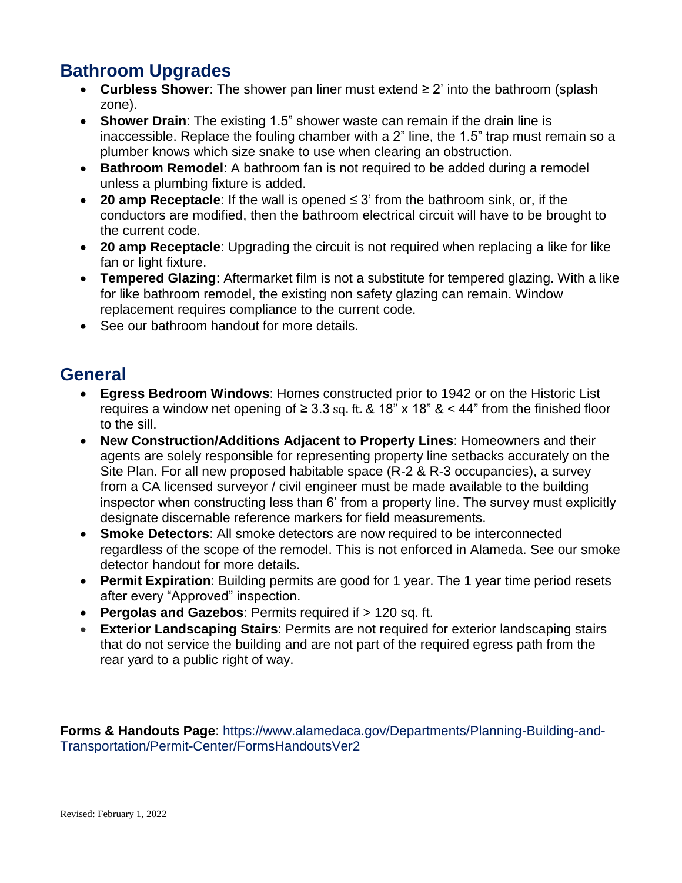## Bathroom Upgrades

- **Curbless Shower**: The shower pan liner must extend ≥ 2' into the bathroom (splash zone).
- **Shower Drain**: The existing 1.5" shower waste can remain if the drain line is inaccessible. Replace the fouling chamber with a 2" line, the 1.5" trap must remain so a plumber knows which size snake to use when clearing an obstruction.
- **Bathroom Remodel**: A bathroom fan is not required to be added during a remodel unless a plumbing fixture is added.
- **20 amp Receptacle**: If the wall is opened ≤ 3' from the bathroom sink, or, if the conductors are modified, then the bathroom electrical circuit will have to be brought to the current code.
- **20 amp Receptacle**: Upgrading the circuit is not required when replacing a like for like fan or light fixture.
- **Tempered Glazing**: Aftermarket film is not a substitute for tempered glazing. With a like for like bathroom remodel, the existing non safety glazing can remain. Window replacement requires compliance to the current code.
- See our bathroom handout for more details.

## General

- **Egress Bedroom Windows**: Homes constructed prior to 1942 or on the Historic List requires a window net opening of ≥ 3.3 sq. ft. & 18" x 18" & < 44" from the finished floor to the sill.
- **New Construction/Additions Adjacent to Property Lines**: Homeowners and their agents are solely responsible for representing property line setbacks accurately on the Site Plan. For all new proposed habitable space (R-2 & R-3 occupancies), a survey from a CA licensed surveyor / civil engineer must be made available to the building inspector when constructing less than 6' from a property line. The survey must explicitly designate discernable reference markers for field measurements.
- **Smoke Detectors**: All smoke detectors are now required to be interconnected regardless of the scope of the remodel. This is not enforced in Alameda. See our smoke detector handout for more details.
- **Permit Expiration**: Building permits are good for 1 year. The 1 year time period resets after every "Approved" inspection.
- **Pergolas and Gazebos**: Permits required if > 120 sq. ft.
- **Exterior Landscaping Stairs**: Permits are not required for exterior landscaping stairs that do not service the building and are not part of the required egress path from the rear yard to a public right of way.

**Forms & Handouts Page**: https://www.alamedaca.gov/Departments/Planning-Building-and-Transportation/Permit-Center/FormsHandoutsVer2

Revised: February 1, 2022